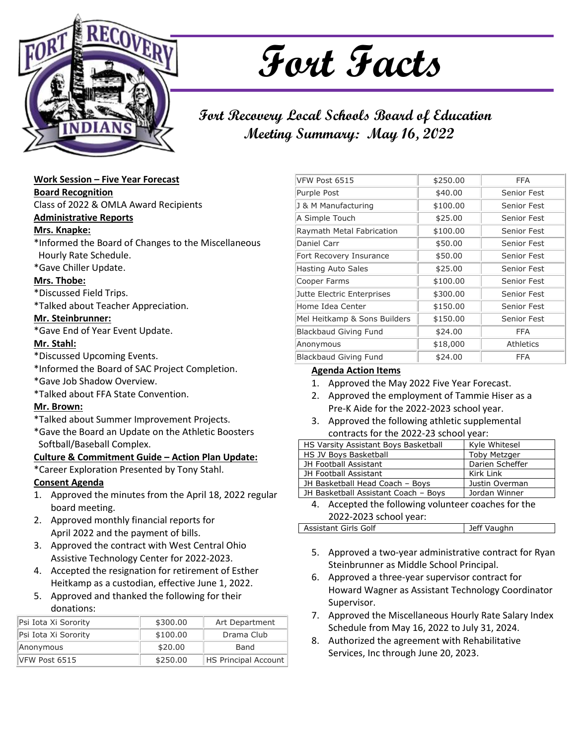# Fort Facts

## Fort Recovery Local Schools Board of Education Meeting Summary: May 16, 2022

**Work Session – Five Year Forecast**

**Board Recognition**

Class of 2022 & OMLA Award Recipients

**Administrative Reports**

**Mrs. Knapke:**

*Informed the Board of Changes to the Miscellaneous Hourly Rate Schedule.

*Gave Chiller Update.

**Mrs. Thobe:**

*Discussed Field Trips.

*Talked about Teacher Appreciation.

**Mr. Steinbrunner:**

*Gave End of Year Event Update.

**Mr. Stahl:**

*Discussed Upcoming Events.

*Informed the Board of SAC Project Completion.

*Gave Job Shadow Overview.

*Talked about FFA State Convention.

**Mr. Brown:**

*Talked about Summer Improvement Projects.

*Gave the Board an Update on the Athletic Boosters Softball/Baseball Complex.

**Culture & Commitment Guide – Action Plan Update:**

*Career Exploration Presented by Tony Stahl.

**Consent Agenda**

1. Approved the minutes from the April 18, 2022 regular board meeting.
2. Approved monthly financial reports for April 2022 and the payment of bills.
3. Approved the contract with West Central Ohio Assistive Technology Center for 2022-2023.
4. Accepted the resignation for retirement of Esther Heitkamp as a custodian, effective June 1, 2022.
5. Approved and thanked the following for their donations:

| | | |
|---|---|---|
| Psi Iota Xi Sorority | $300.00 | Art Department |
| Psi Iota Xi Sorority | $100.00 | Drama Club |
| Anonymous | $20.00 | Band |
| VFW Post 6515 | $250.00 | HS Principal Account |
| VFW Post 6515 | $250.00 | FFA |
| Purple Post | $40.00 | Senior Fest |
| J & M Manufacturing | $100.00 | Senior Fest |
| A Simple Touch | $25.00 | Senior Fest |
| Raymath Metal Fabrication | $100.00 | Senior Fest |
| Daniel Carr | $50.00 | Senior Fest |
| Fort Recovery Insurance | $50.00 | Senior Fest |
| Hasting Auto Sales | $25.00 | Senior Fest |
| Cooper Farms | $100.00 | Senior Fest |
| Jutte Electric Enterprises | $300.00 | Senior Fest |
| Home Idea Center | $150.00 | Senior Fest |
| Mel Heitkamp & Sons Builders | $150.00 | Senior Fest |
| Blackbaud Giving Fund | $24.00 | FFA |
| Anonymous | $18,000 | Athletics |
| Blackbaud Giving Fund | $24.00 | FFA |

**Agenda Action Items**

1. Approved the May 2022 Five Year Forecast.
2. Approved the employment of Tammie Hiser as a Pre-K Aide for the 2022-2023 school year.
3. Approved the following athletic supplemental contracts for the 2022-23 school year:

| | |
|---|---|
| HS Varsity Assistant Boys Basketball | Kyle Whitesel |
| HS JV Boys Basketball | Toby Metzger |
| JH Football Assistant | Darien Scheffer |
| JH Football Assistant | Kirk Link |
| JH Basketball Head Coach – Boys | Justin Overman |
| JH Basketball Assistant Coach – Boys | Jordan Winner |

4. Accepted the following volunteer coaches for the 2022-2023 school year:

| | |
|---|---|
| Assistant Girls Golf | Jeff Vaughn |

5. Approved a two-year administrative contract for Ryan Steinbrunner as Middle School Principal.
6. Approved a three-year supervisor contract for Howard Wagner as Assistant Technology Coordinator Supervisor.
7. Approved the Miscellaneous Hourly Rate Salary Index Schedule from May 16, 2022 to July 31, 2024.
8. Authorized the agreement with Rehabilitative Services, Inc through June 20, 2023.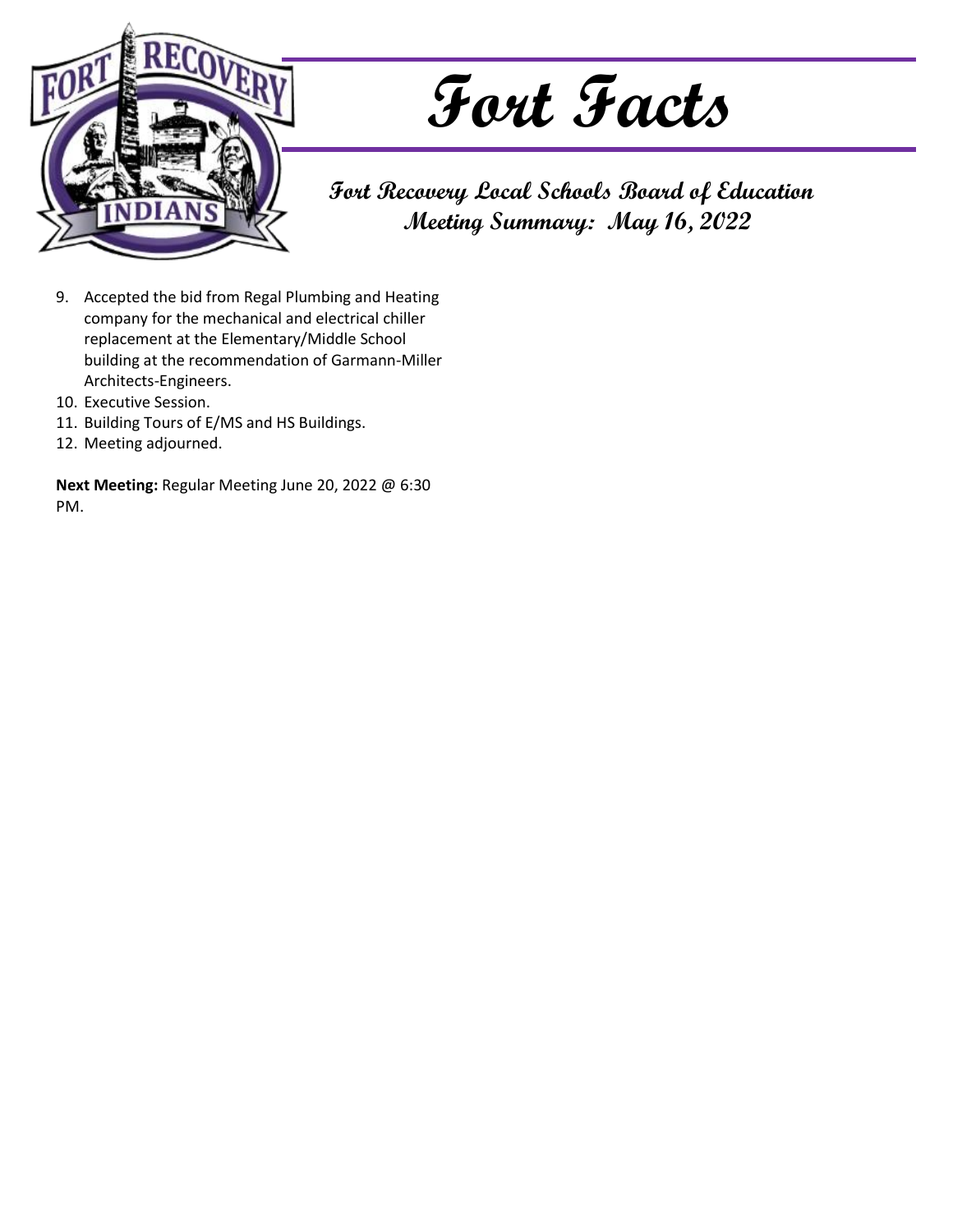# Fort Facts

## Fort Recovery Local Schools Board of Education Meeting Summary: May 16, 2022

9. Accepted the bid from Regal Plumbing and Heating company for the mechanical and electrical chiller replacement at the Elementary/Middle School building at the recommendation of Garmann-Miller Architects-Engineers.
10. Executive Session.
11. Building Tours of E/MS and HS Buildings.
12. Meeting adjourned.

**Next Meeting:** Regular Meeting June 20, 2022 @ 6:30 PM.